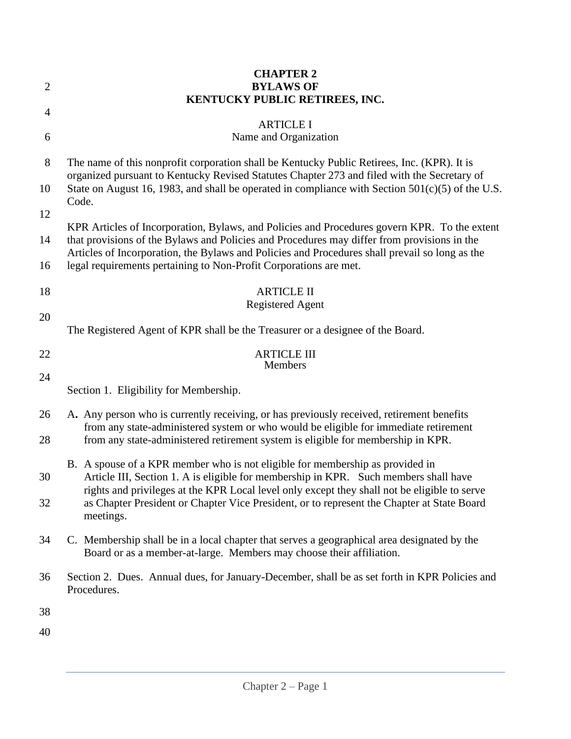# CHAPTER 2
# BYLAWS OF
# KENTUCKY PUBLIC RETIREES, INC.

## ARTICLE I
## Name and Organization

The name of this nonprofit corporation shall be Kentucky Public Retirees, Inc. (KPR). It is organized pursuant to Kentucky Revised Statutes Chapter 273 and filed with the Secretary of State on August 16, 1983, and shall be operated in compliance with Section 501(c)(5) of the U.S. Code.

KPR Articles of Incorporation, Bylaws, and Policies and Procedures govern KPR. To the extent that provisions of the Bylaws and Policies and Procedures may differ from provisions in the Articles of Incorporation, the Bylaws and Policies and Procedures shall prevail so long as the legal requirements pertaining to Non-Profit Corporations are met.

## ARTICLE II
## Registered Agent

The Registered Agent of KPR shall be the Treasurer or a designee of the Board.

## ARTICLE III
## Members

Section 1. Eligibility for Membership.

A. Any person who is currently receiving, or has previously received, retirement benefits from any state-administered system or who would be eligible for immediate retirement from any state-administered retirement system is eligible for membership in KPR.

B. A spouse of a KPR member who is not eligible for membership as provided in Article III, Section 1. A is eligible for membership in KPR. Such members shall have rights and privileges at the KPR Local level only except they shall not be eligible to serve as Chapter President or Chapter Vice President, or to represent the Chapter at State Board meetings.

C. Membership shall be in a local chapter that serves a geographical area designated by the Board or as a member-at-large. Members may choose their affiliation.

Section 2. Dues. Annual dues, for January-December, shall be as set forth in KPR Policies and Procedures.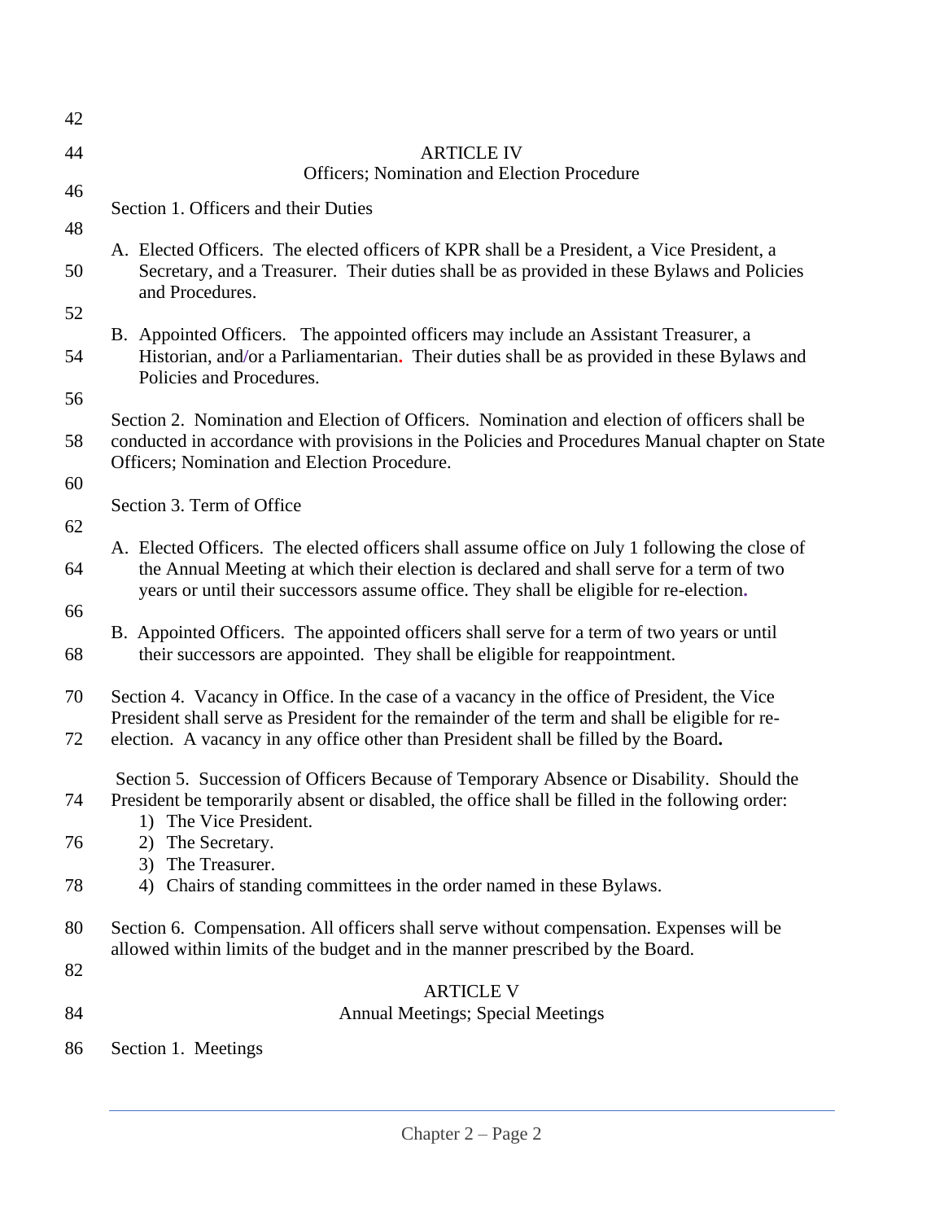## ARTICLE IV
### Officers; Nomination and Election Procedure

Section 1. Officers and their Duties

A. Elected Officers. The elected officers of KPR shall be a President, a Vice President, a Secretary, and a Treasurer. Their duties shall be as provided in these Bylaws and Policies and Procedures.

B. Appointed Officers. The appointed officers may include an Assistant Treasurer, a Historian, and/or a Parliamentarian. Their duties shall be as provided in these Bylaws and Policies and Procedures.

Section 2. Nomination and Election of Officers. Nomination and election of officers shall be conducted in accordance with provisions in the Policies and Procedures Manual chapter on State Officers; Nomination and Election Procedure.

Section 3. Term of Office

A. Elected Officers. The elected officers shall assume office on July 1 following the close of the Annual Meeting at which their election is declared and shall serve for a term of two years or until their successors assume office. They shall be eligible for re-election.

B. Appointed Officers. The appointed officers shall serve for a term of two years or until their successors are appointed. They shall be eligible for reappointment.

Section 4. Vacancy in Office. In the case of a vacancy in the office of President, the Vice President shall serve as President for the remainder of the term and shall be eligible for re-election. A vacancy in any office other than President shall be filled by the Board.

Section 5. Succession of Officers Because of Temporary Absence or Disability. Should the President be temporarily absent or disabled, the office shall be filled in the following order:

1) The Vice President.
2) The Secretary.
3) The Treasurer.
4) Chairs of standing committees in the order named in these Bylaws.

Section 6. Compensation. All officers shall serve without compensation. Expenses will be allowed within limits of the budget and in the manner prescribed by the Board.

## ARTICLE V
### Annual Meetings; Special Meetings

Section 1. Meetings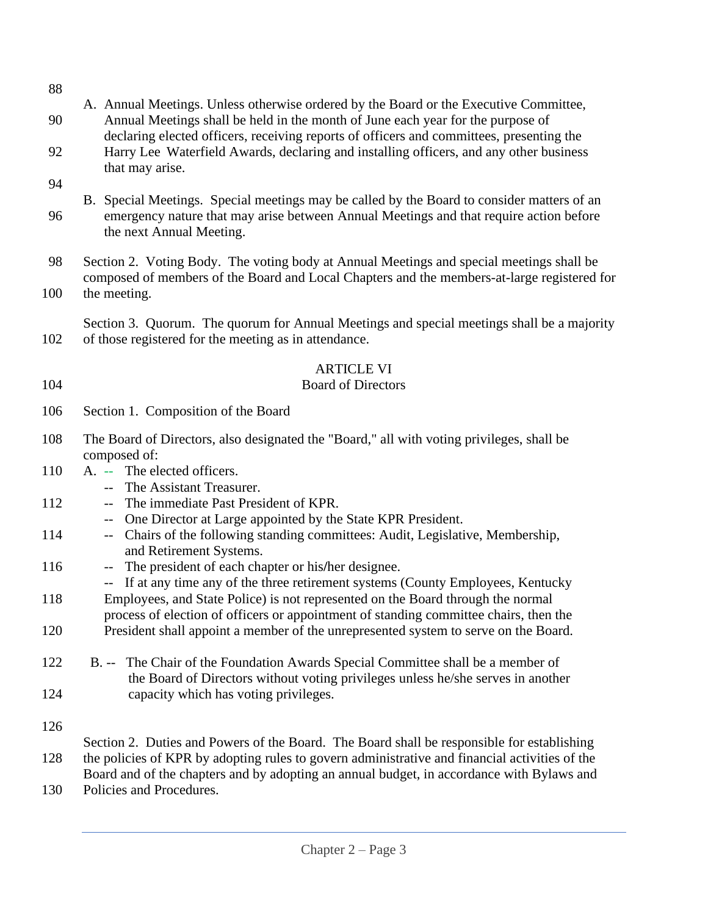A. Annual Meetings. Unless otherwise ordered by the Board or the Executive Committee, Annual Meetings shall be held in the month of June each year for the purpose of declaring elected officers, receiving reports of officers and committees, presenting the Harry Lee Waterfield Awards, declaring and installing officers, and any other business that may arise.

B. Special Meetings. Special meetings may be called by the Board to consider matters of an emergency nature that may arise between Annual Meetings and that require action before the next Annual Meeting.

Section 2. Voting Body. The voting body at Annual Meetings and special meetings shall be composed of members of the Board and Local Chapters and the members-at-large registered for the meeting.

Section 3. Quorum. The quorum for Annual Meetings and special meetings shall be a majority of those registered for the meeting as in attendance.

## ARTICLE VI
## Board of Directors

Section 1. Composition of the Board

The Board of Directors, also designated the "Board," all with voting privileges, shall be composed of:

A. -- The elected officers.
-- The Assistant Treasurer.
-- The immediate Past President of KPR.
-- One Director at Large appointed by the State KPR President.
-- Chairs of the following standing committees: Audit, Legislative, Membership, and Retirement Systems.
-- The president of each chapter or his/her designee.
-- If at any time any of the three retirement systems (County Employees, Kentucky Employees, and State Police) is not represented on the Board through the normal process of election of officers or appointment of standing committee chairs, then the President shall appoint a member of the unrepresented system to serve on the Board.

B. -- The Chair of the Foundation Awards Special Committee shall be a member of the Board of Directors without voting privileges unless he/she serves in another capacity which has voting privileges.

Section 2. Duties and Powers of the Board. The Board shall be responsible for establishing the policies of KPR by adopting rules to govern administrative and financial activities of the Board and of the chapters and by adopting an annual budget, in accordance with Bylaws and Policies and Procedures.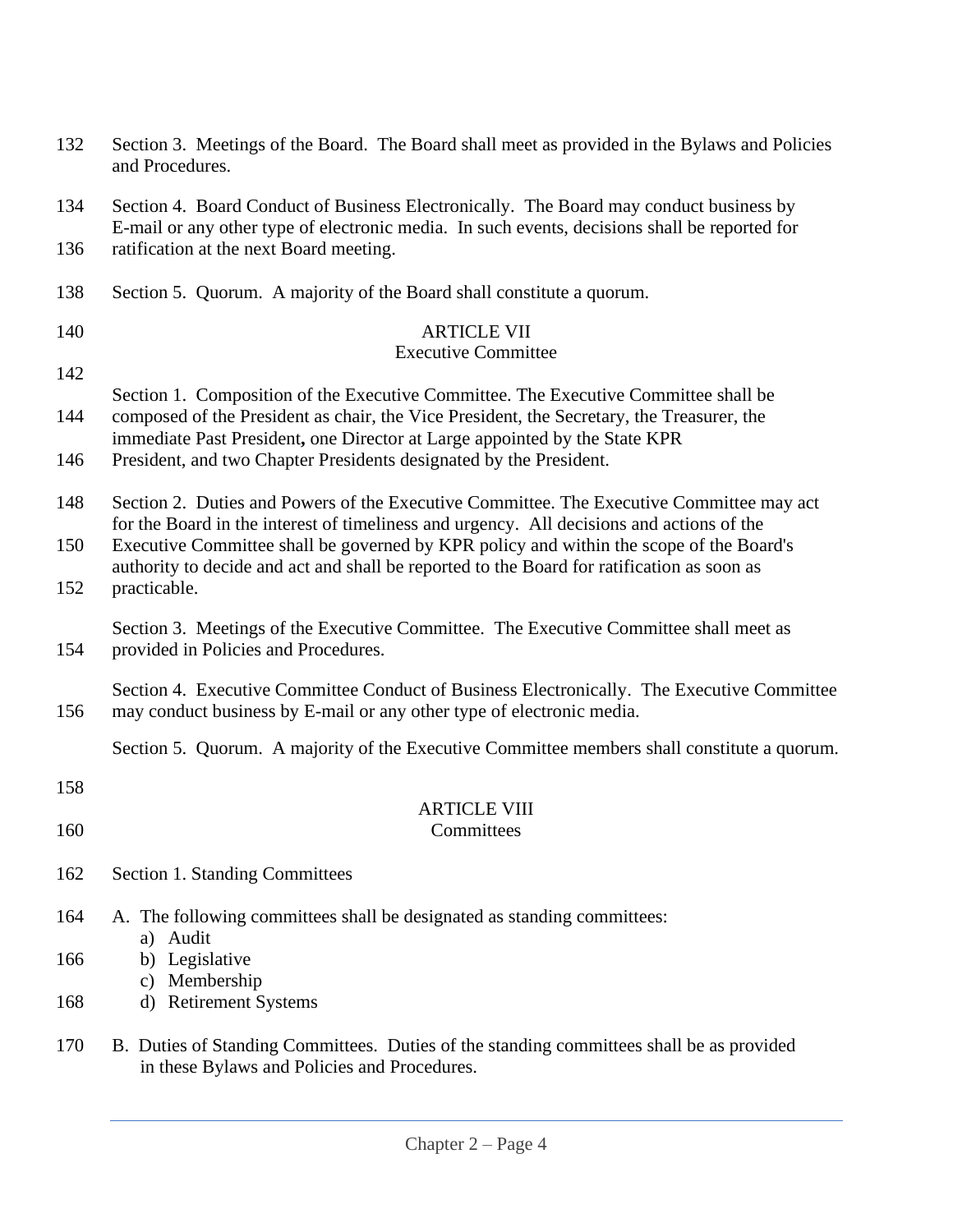Section 3. Meetings of the Board. The Board shall meet as provided in the Bylaws and Policies and Procedures.

Section 4. Board Conduct of Business Electronically. The Board may conduct business by E-mail or any other type of electronic media. In such events, decisions shall be reported for ratification at the next Board meeting.

Section 5. Quorum. A majority of the Board shall constitute a quorum.

## ARTICLE VII
## Executive Committee

Section 1. Composition of the Executive Committee. The Executive Committee shall be composed of the President as chair, the Vice President, the Secretary, the Treasurer, the immediate Past President**,** one Director at Large appointed by the State KPR President, and two Chapter Presidents designated by the President.

Section 2. Duties and Powers of the Executive Committee. The Executive Committee may act for the Board in the interest of timeliness and urgency. All decisions and actions of the Executive Committee shall be governed by KPR policy and within the scope of the Board's authority to decide and act and shall be reported to the Board for ratification as soon as practicable.

Section 3. Meetings of the Executive Committee. The Executive Committee shall meet as provided in Policies and Procedures.

Section 4. Executive Committee Conduct of Business Electronically. The Executive Committee may conduct business by E-mail or any other type of electronic media.

Section 5. Quorum. A majority of the Executive Committee members shall constitute a quorum.

## ARTICLE VIII
## Committees

Section 1. Standing Committees

A. The following committees shall be designated as standing committees:
   a) Audit
   b) Legislative
   c) Membership
   d) Retirement Systems

B. Duties of Standing Committees. Duties of the standing committees shall be as provided in these Bylaws and Policies and Procedures.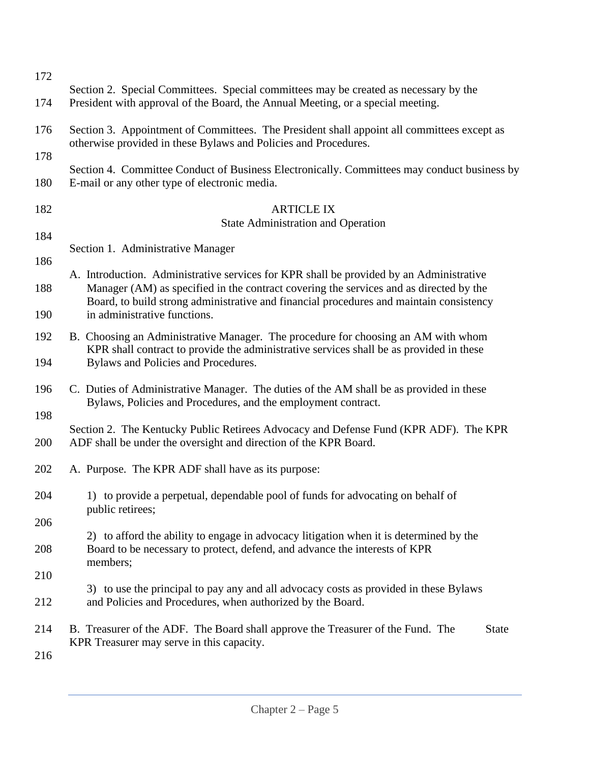Section 2. Special Committees. Special committees may be created as necessary by the President with approval of the Board, the Annual Meeting, or a special meeting.

Section 3. Appointment of Committees. The President shall appoint all committees except as otherwise provided in these Bylaws and Policies and Procedures.

Section 4. Committee Conduct of Business Electronically. Committees may conduct business by E-mail or any other type of electronic media.

## ARTICLE IX
## State Administration and Operation

Section 1. Administrative Manager

A. Introduction. Administrative services for KPR shall be provided by an Administrative Manager (AM) as specified in the contract covering the services and as directed by the Board, to build strong administrative and financial procedures and maintain consistency in administrative functions.

B. Choosing an Administrative Manager. The procedure for choosing an AM with whom KPR shall contract to provide the administrative services shall be as provided in these Bylaws and Policies and Procedures.

C. Duties of Administrative Manager. The duties of the AM shall be as provided in these Bylaws, Policies and Procedures, and the employment contract.

Section 2. The Kentucky Public Retirees Advocacy and Defense Fund (KPR ADF). The KPR ADF shall be under the oversight and direction of the KPR Board.

A. Purpose. The KPR ADF shall have as its purpose:

1) to provide a perpetual, dependable pool of funds for advocating on behalf of public retirees;

2) to afford the ability to engage in advocacy litigation when it is determined by the Board to be necessary to protect, defend, and advance the interests of KPR members;

3) to use the principal to pay any and all advocacy costs as provided in these Bylaws and Policies and Procedures, when authorized by the Board.

B. Treasurer of the ADF. The Board shall approve the Treasurer of the Fund. The State KPR Treasurer may serve in this capacity.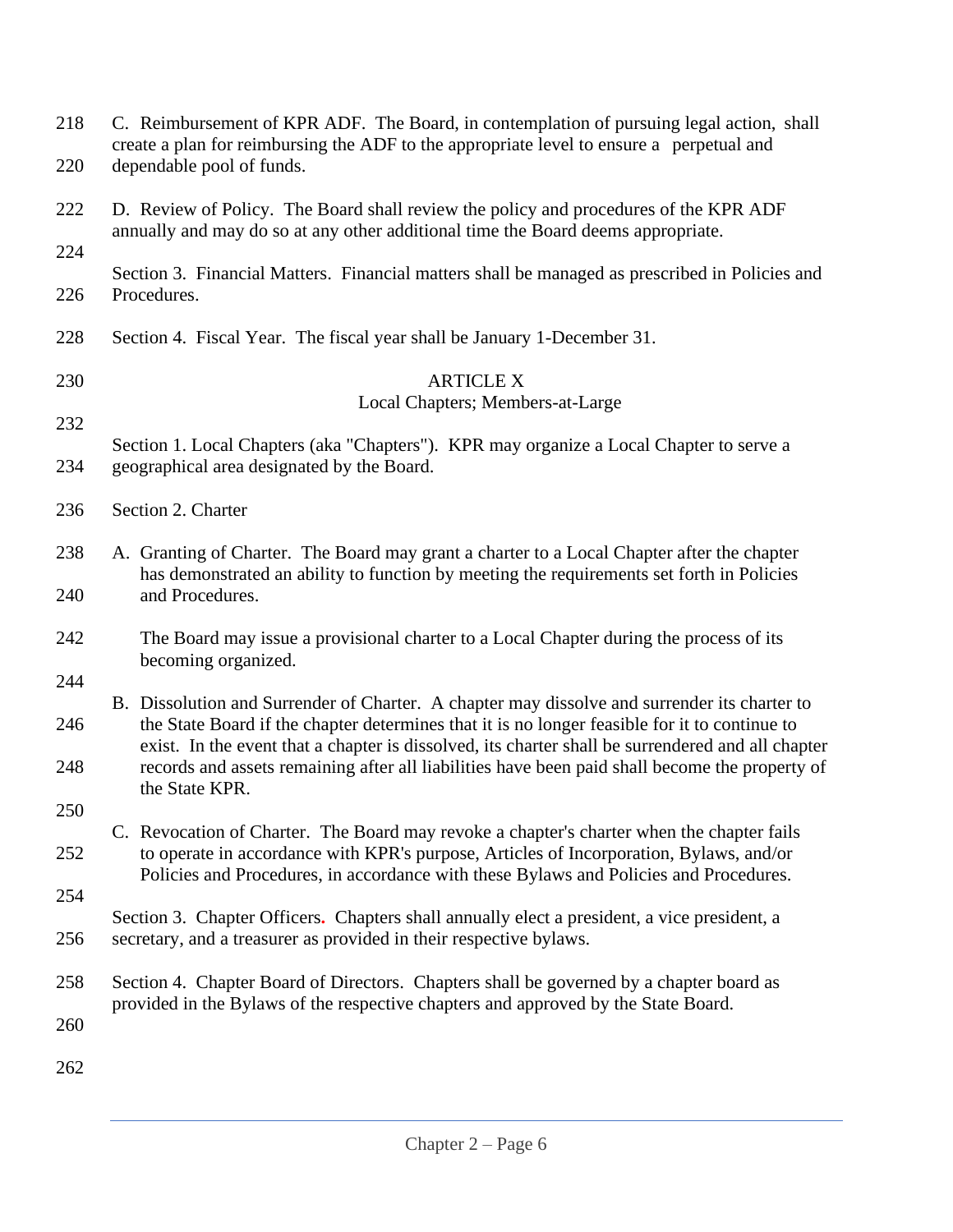C. Reimbursement of KPR ADF. The Board, in contemplation of pursuing legal action, shall create a plan for reimbursing the ADF to the appropriate level to ensure a perpetual and dependable pool of funds.

D. Review of Policy. The Board shall review the policy and procedures of the KPR ADF annually and may do so at any other additional time the Board deems appropriate.

Section 3. Financial Matters. Financial matters shall be managed as prescribed in Policies and Procedures.

Section 4. Fiscal Year. The fiscal year shall be January 1-December 31.

## ARTICLE X
## Local Chapters; Members-at-Large

Section 1. Local Chapters (aka "Chapters"). KPR may organize a Local Chapter to serve a geographical area designated by the Board.

Section 2. Charter

A. Granting of Charter. The Board may grant a charter to a Local Chapter after the chapter has demonstrated an ability to function by meeting the requirements set forth in Policies and Procedures.

The Board may issue a provisional charter to a Local Chapter during the process of its becoming organized.

B. Dissolution and Surrender of Charter. A chapter may dissolve and surrender its charter to the State Board if the chapter determines that it is no longer feasible for it to continue to exist. In the event that a chapter is dissolved, its charter shall be surrendered and all chapter records and assets remaining after all liabilities have been paid shall become the property of the State KPR.

C. Revocation of Charter. The Board may revoke a chapter's charter when the chapter fails to operate in accordance with KPR's purpose, Articles of Incorporation, Bylaws, and/or Policies and Procedures, in accordance with these Bylaws and Policies and Procedures.

Section 3. Chapter Officers. Chapters shall annually elect a president, a vice president, a secretary, and a treasurer as provided in their respective bylaws.

Section 4. Chapter Board of Directors. Chapters shall be governed by a chapter board as provided in the Bylaws of the respective chapters and approved by the State Board.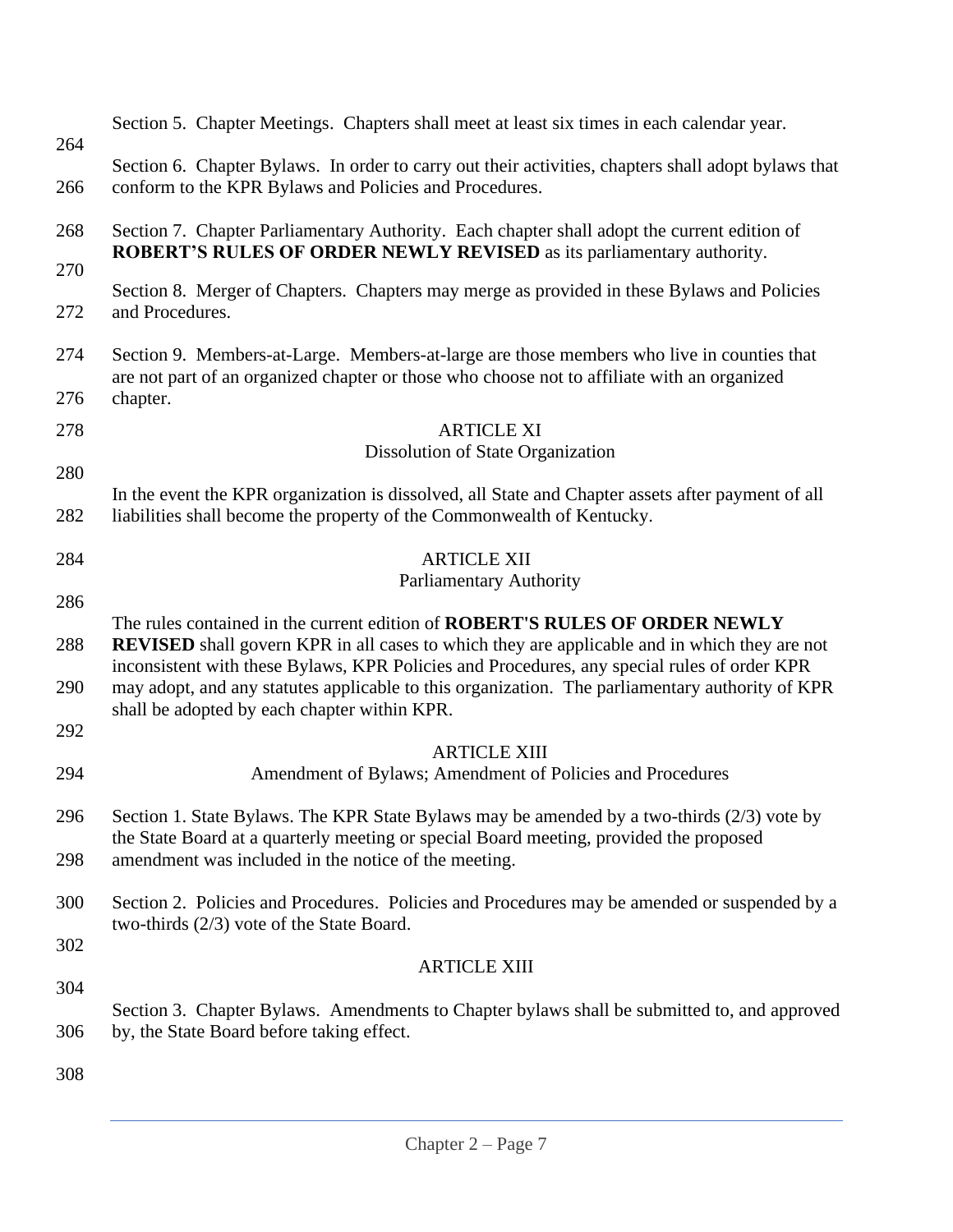Section 5. Chapter Meetings. Chapters shall meet at least six times in each calendar year.

Section 6. Chapter Bylaws. In order to carry out their activities, chapters shall adopt bylaws that conform to the KPR Bylaws and Policies and Procedures.

Section 7. Chapter Parliamentary Authority. Each chapter shall adopt the current edition of **ROBERT'S RULES OF ORDER NEWLY REVISED** as its parliamentary authority.

Section 8. Merger of Chapters. Chapters may merge as provided in these Bylaws and Policies and Procedures.

Section 9. Members-at-Large. Members-at-large are those members who live in counties that are not part of an organized chapter or those who choose not to affiliate with an organized chapter.

## ARTICLE XI
### Dissolution of State Organization

In the event the KPR organization is dissolved, all State and Chapter assets after payment of all liabilities shall become the property of the Commonwealth of Kentucky.

## ARTICLE XII
### Parliamentary Authority

The rules contained in the current edition of **ROBERT'S RULES OF ORDER NEWLY REVISED** shall govern KPR in all cases to which they are applicable and in which they are not inconsistent with these Bylaws, KPR Policies and Procedures, any special rules of order KPR may adopt, and any statutes applicable to this organization. The parliamentary authority of KPR shall be adopted by each chapter within KPR.

## ARTICLE XIII
### Amendment of Bylaws; Amendment of Policies and Procedures

Section 1. State Bylaws. The KPR State Bylaws may be amended by a two-thirds (2/3) vote by the State Board at a quarterly meeting or special Board meeting, provided the proposed amendment was included in the notice of the meeting.

Section 2. Policies and Procedures. Policies and Procedures may be amended or suspended by a two-thirds (2/3) vote of the State Board.

## ARTICLE XIII

Section 3. Chapter Bylaws. Amendments to Chapter bylaws shall be submitted to, and approved by, the State Board before taking effect.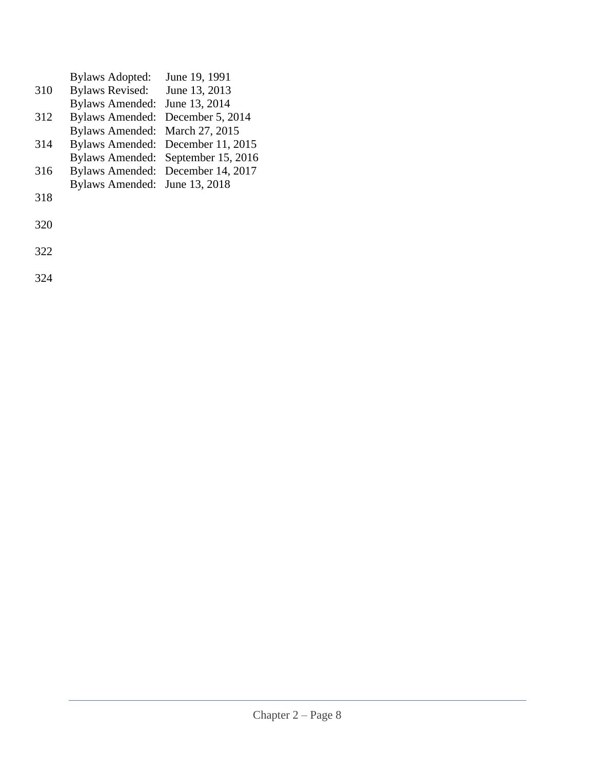Bylaws Adopted: June 19, 1991
Bylaws Revised: June 13, 2013
Bylaws Amended: June 13, 2014
Bylaws Amended: December 5, 2014
Bylaws Amended: March 27, 2015
Bylaws Amended: December 11, 2015
Bylaws Amended: September 15, 2016
Bylaws Amended: December 14, 2017
Bylaws Amended: June 13, 2018